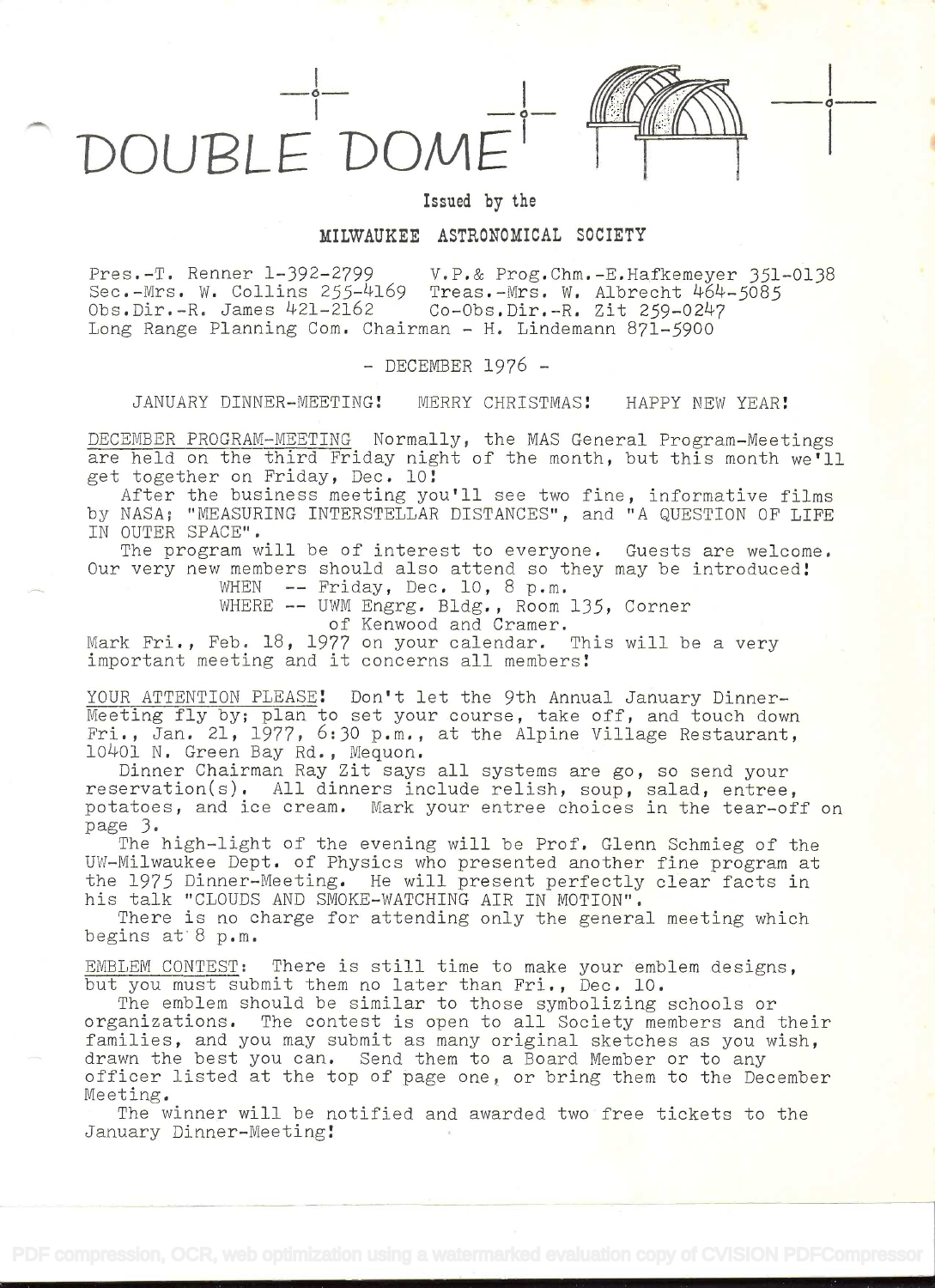# DOUBLE DOME

Issued by the

**MILWAUKEE ASTRONOMICAL SOCIETY**

Pres.-T. Renner 1-392-2799 V.P.& Prog.Chm.-E.Hafkemeyer 351-0138
Sec.-Mrs. W. Collins 255-4169 Treas.-Mrs. W. Albrecht 464-5085
Obs.Dir.-R. James 421-2162 Co-Obs.Dir.-R. Zit 259-0247
Long Range Planning Com. Chairman - H. Lindemann 871-5900

\- DECEMBER 1976 -

JANUARY DINNER-MEETING! MERRY CHRISTMAS! HAPPY NEW YEAR!

DECEMBER PROGRAM-MEETING Normally, the MAS General Program-Meetings are held on the third Friday night of the month, but this month we'll get together on Friday, Dec. 10!

After the business meeting you'll see two fine, informative films by NASA; "MEASURING INTERSTELLAR DISTANCES", and "A QUESTION OF LIFE IN OUTER SPACE".

The program will be of interest to everyone. Guests are welcome. Our very new members should also attend so they may be introduced!

WHEN -- Friday, Dec. 10, 8 p.m.
WHERE -- UWM Engrg. Bldg., Room 135, Corner of Kenwood and Cramer.

Mark Fri., Feb. 18, 1977 on your calendar. This will be a very important meeting and it concerns all members!

YOUR ATTENTION PLEASE! Don't let the 9th Annual January Dinner-Meeting fly by; plan to set your course, take off, and touch down Fri., Jan. 21, 1977, 6:30 p.m., at the Alpine Village Restaurant, 10401 N. Green Bay Rd., Mequon.

Dinner Chairman Ray Zit says all systems are go, so send your reservation(s). All dinners include relish, soup, salad, entree, potatoes, and ice cream. Mark your entree choices in the tear-off on page 3.

The high-light of the evening will be Prof. Glenn Schmieg of the UW-Milwaukee Dept. of Physics who presented another fine program at the 1975 Dinner-Meeting. He will present perfectly clear facts in his talk "CLOUDS AND SMOKE-WATCHING AIR IN MOTION".

There is no charge for attending only the general meeting which begins at 8 p.m.

EMBLEM CONTEST: There is still time to make your emblem designs, but you must submit them no later than Fri., Dec. 10.

The emblem should be similar to those symbolizing schools or organizations. The contest is open to all Society members and their families, and you may submit as many original sketches as you wish, drawn the best you can. Send them to a Board Member or to any officer listed at the top of page one, or bring them to the December Meeting.

The winner will be notified and awarded two free tickets to the January Dinner-Meeting!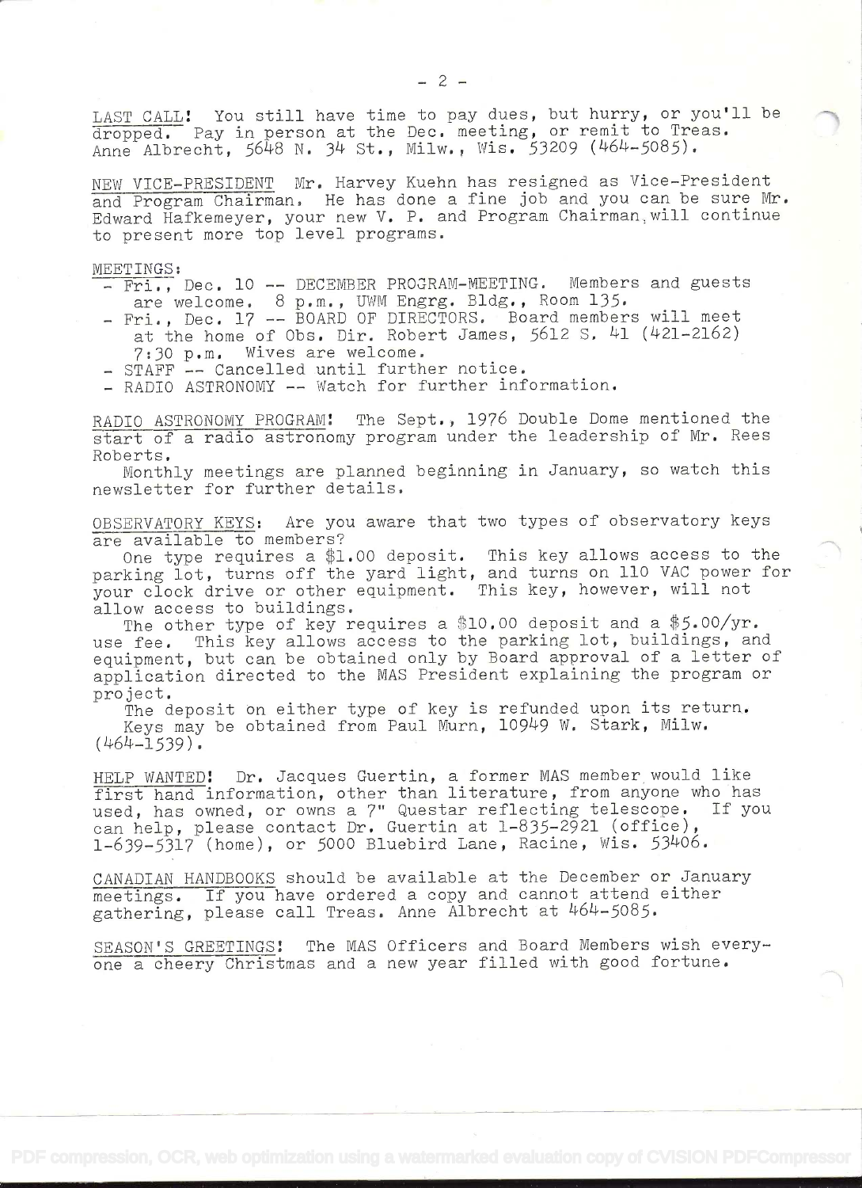<u>LAST CALL!</u> You still have time to pay dues, but hurry, or you'll be dropped. Pay in person at the Dec. meeting, or remit to Treas. Anne Albrecht, 5648 N. 34 St., Milw., Wis. 53209 (464-5085).

<u>NEW VICE-PRESIDENT</u> Mr. Harvey Kuehn has resigned as Vice-President and Program Chairman. He has done a fine job and you can be sure Mr. Edward Hafkemeyer, your new V. P. and Program Chairman, will continue to present more top level programs.

<u>MEETINGS:</u>

- Fri., Dec. 10 -- DECEMBER PROGRAM-MEETING. Members and guests are welcome. 8 p.m., UWM Engrg. Bldg., Room 135.
- Fri., Dec. 17 -- BOARD OF DIRECTORS. Board members will meet at the home of Obs. Dir. Robert James, 5612 S. 41 (421-2162) 7:30 p.m. Wives are welcome.
- STAFF -- Cancelled until further notice.
- RADIO ASTRONOMY -- Watch for further information.

<u>RADIO ASTRONOMY PROGRAM!</u> The Sept., 1976 Double Dome mentioned the start of a radio astronomy program under the leadership of Mr. Rees Roberts.

Monthly meetings are planned beginning in January, so watch this newsletter for further details.

<u>OBSERVATORY KEYS:</u> Are you aware that two types of observatory keys are available to members?

One type requires a $1.00 deposit. This key allows access to the parking lot, turns off the yard light, and turns on 110 VAC power for your clock drive or other equipment. This key, however, will not allow access to buildings.

The other type of key requires a $10.00 deposit and a $5.00/yr. use fee. This key allows access to the parking lot, buildings, and equipment, but can be obtained only by Board approval of a letter of application directed to the MAS President explaining the program or project.

The deposit on either type of key is refunded upon its return.

Keys may be obtained from Paul Murn, 10949 W. Stark, Milw. (464-1539).

<u>HELP WANTED!</u> Dr. Jacques Guertin, a former MAS member would like first hand information, other than literature, from anyone who has used, has owned, or owns a 7" Questar reflecting telescope. If you can help, please contact Dr. Guertin at 1-835-2921 (office), 1-639-5317 (home), or 5000 Bluebird Lane, Racine, Wis. 53406.

<u>CANADIAN HANDBOOKS</u> should be available at the December or January meetings. If you have ordered a copy and cannot attend either gathering, please call Treas. Anne Albrecht at 464-5085.

<u>SEASON'S GREETINGS!</u> The MAS Officers and Board Members wish everyone a cheery Christmas and a new year filled with good fortune.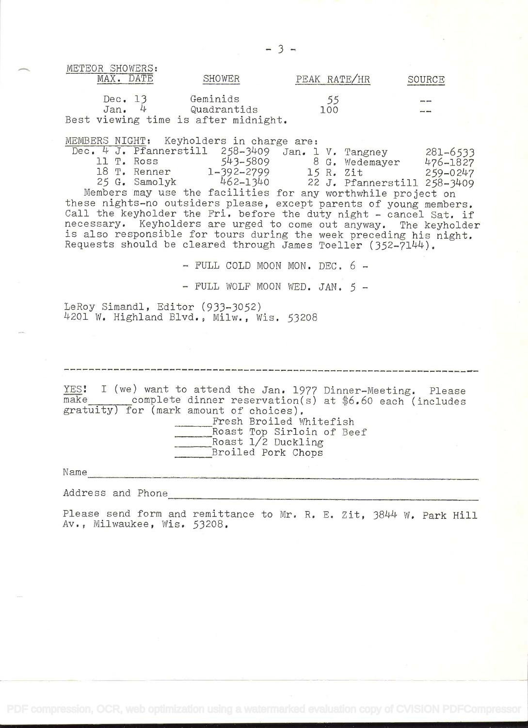METEOR SHOWERS:

| MAX. DATE | SHOWER | PEAK RATE/HR | SOURCE |
|---|---|---|---|
| Dec. 13 | Geminids | 55 | -- |
| Jan. 4 | Quadrantids | 100 | -- |

Best viewing time is after midnight.

MEMBERS NIGHT: Keyholders in charge are:

| | | | | | |
|---|---|---|---|---|---|
| Dec. 4 | J. Pfannerstill | 258-3409 | Jan. 1 | V. Tangney | 281-6533 |
| 11 | T. Ross | 543-5809 | 8 | G. Wedemayer | 476-1827 |
| 18 | T. Renner | 1-392-2799 | 15 | R. Zit | 259-0247 |
| 25 | G. Samolyk | 462-1340 | 22 | J. Pfannerstill | 258-3409 |

Members may use the facilities for any worthwhile project on these nights-no outsiders please, except parents of young members. Call the keyholder the Fri. before the duty night - cancel Sat. if necessary. Keyholders are urged to come out anyway. The keyholder is also responsible for tours during the week preceding his night. Requests should be cleared through James Toeller (352-7144).

- FULL COLD MOON MON. DEC. 6 -

- FULL WOLF MOON WED. JAN. 5 -

LeRoy Simandl, Editor (933-3052)
4201 W. Highland Blvd., Milw., Wis. 53208

---

YES! I (we) want to attend the Jan. 1977 Dinner-Meeting. Please make\_\_\_\_\_\_complete dinner reservation(s) at $6.60 each (includes gratuity) for (mark amount of choices).

\_\_\_\_\_\_Fresh Broiled Whitefish
\_\_\_\_\_\_Roast Top Sirloin of Beef
\_\_\_\_\_\_Roast 1/2 Duckling
\_\_\_\_\_\_Broiled Pork Chops

Name\_\_\_\_\_\_\_\_\_\_\_\_\_\_\_\_\_\_\_\_\_\_\_\_\_\_\_\_\_\_\_\_\_\_\_\_\_\_\_\_

Address and Phone\_\_\_\_\_\_\_\_\_\_\_\_\_\_\_\_\_\_\_\_\_\_\_\_\_\_\_\_\_\_\_\_\_\_

Please send form and remittance to Mr. R. E. Zit, 3844 W. Park Hill Av., Milwaukee, Wis. 53208.